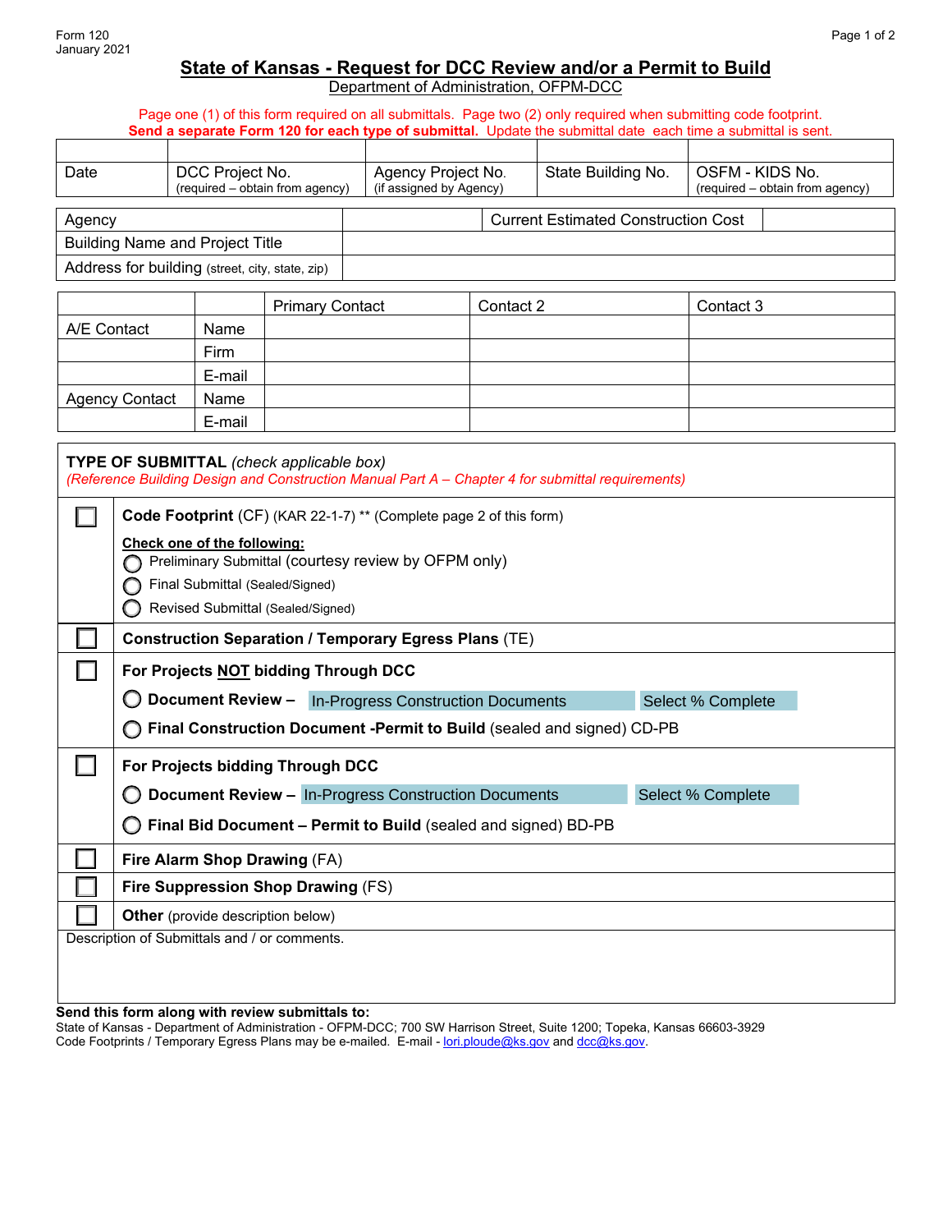Form 120
January 2021

# State of Kansas - Request for DCC Review and/or a Permit to Build

Department of Administration, OFPM-DCC

Page one (1) of this form required on all submittals. Page two (2) only required when submitting code footprint.
**Send a separate Form 120 for each type of submittal.** Update the submittal date each time a submittal is sent.

| | | | | |
|---|---|---|---|---|
| Date | DCC Project No. (required – obtain from agency) | Agency Project No. (if assigned by Agency) | State Building No. | OSFM - KIDS No. (required – obtain from agency) |

| | | | |
|---|---|---|---|
| Agency | | Current Estimated Construction Cost | |
| Building Name and Project Title | | | |
| Address for building (street, city, state, zip) | | | |

| | | Primary Contact | Contact 2 | Contact 3 |
|---|---|---|---|---|
| A/E Contact | Name | | | |
| | Firm | | | |
| | E-mail | | | |
| Agency Contact | Name | | | |
| | E-mail | | | |

**TYPE OF SUBMITTAL** *(check applicable box)*
*(Reference Building Design and Construction Manual Part A – Chapter 4 for submittal requirements)*

☐ **Code Footprint** (CF) (KAR 22-1-7) ** (Complete page 2 of this form)

**Check one of the following:**
- ◯ Preliminary Submittal (courtesy review by OFPM only)
- ◯ Final Submittal (Sealed/Signed)
- ◯ Revised Submittal (Sealed/Signed)

☐ **Construction Separation / Temporary Egress Plans** (TE)

☐ **For Projects NOT bidding Through DCC**
- ◯ **Document Review –** In-Progress Construction Documents | Select % Complete
- ◯ **Final Construction Document -Permit to Build** (sealed and signed) CD-PB

☐ **For Projects bidding Through DCC**
- ◯ **Document Review –** In-Progress Construction Documents | Select % Complete
- ◯ **Final Bid Document – Permit to Build** (sealed and signed) BD-PB

☐ **Fire Alarm Shop Drawing** (FA)

☐ **Fire Suppression Shop Drawing** (FS)

☐ **Other** (provide description below)

Description of Submittals and / or comments.

**Send this form along with review submittals to:**
State of Kansas - Department of Administration - OFPM-DCC; 700 SW Harrison Street, Suite 1200; Topeka, Kansas 66603-3929
Code Footprints / Temporary Egress Plans may be e-mailed. E-mail - lori.ploude@ks.gov and dcc@ks.gov.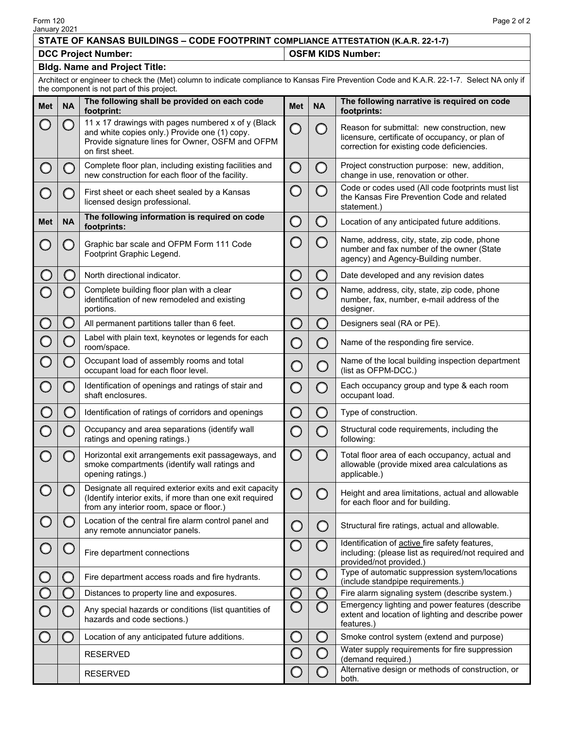Form 120
January 2021

## STATE OF KANSAS BUILDINGS – CODE FOOTPRINT COMPLIANCE ATTESTATION (K.A.R. 22-1-7)

| DCC Project Number: | OSFM KIDS Number: |
|---|---|

**Bldg. Name and Project Title:**

Architect or engineer to check the (Met) column to indicate compliance to Kansas Fire Prevention Code and K.A.R. 22-1-7. Select NA only if the component is not part of this project.

| Met | NA | The following shall be provided on each code footprint: | Met | NA | The following narrative is required on code footprints: |
|---|---|---|---|---|---|
| ◯ | ◯ | 11 x 17 drawings with pages numbered x of y (Black and white copies only.) Provide one (1) copy. Provide signature lines for Owner, OSFM and OFPM on first sheet. | ◯ | ◯ | Reason for submittal: new construction, new licensure, certificate of occupancy, or plan of correction for existing code deficiencies. |
| ◯ | ◯ | Complete floor plan, including existing facilities and new construction for each floor of the facility. | ◯ | ◯ | Project construction purpose: new, addition, change in use, renovation or other. |
| ◯ | ◯ | First sheet or each sheet sealed by a Kansas licensed design professional. | ◯ | ◯ | Code or codes used (All code footprints must list the Kansas Fire Prevention Code and related statement.) |
| **Met** | **NA** | **The following information is required on code footprints:** | ◯ | ◯ | Location of any anticipated future additions. |
| ◯ | ◯ | Graphic bar scale and OFPM Form 111 Code Footprint Graphic Legend. | ◯ | ◯ | Name, address, city, state, zip code, phone number and fax number of the owner (State agency) and Agency-Building number. |
| ◯ | ◯ | North directional indicator. | ◯ | ◯ | Date developed and any revision dates |
| ◯ | ◯ | Complete building floor plan with a clear identification of new remodeled and existing portions. | ◯ | ◯ | Name, address, city, state, zip code, phone number, fax, number, e-mail address of the designer. |
| ◯ | ◯ | All permanent partitions taller than 6 feet. | ◯ | ◯ | Designers seal (RA or PE). |
| ◯ | ◯ | Label with plain text, keynotes or legends for each room/space. | ◯ | ◯ | Name of the responding fire service. |
| ◯ | ◯ | Occupant load of assembly rooms and total occupant load for each floor level. | ◯ | ◯ | Name of the local building inspection department (list as OFPM-DCC.) |
| ◯ | ◯ | Identification of openings and ratings of stair and shaft enclosures. | ◯ | ◯ | Each occupancy group and type & each room occupant load. |
| ◯ | ◯ | Identification of ratings of corridors and openings | ◯ | ◯ | Type of construction. |
| ◯ | ◯ | Occupancy and area separations (identify wall ratings and opening ratings.) | ◯ | ◯ | Structural code requirements, including the following: |
| ◯ | ◯ | Horizontal exit arrangements exit passageways, and smoke compartments (identify wall ratings and opening ratings.) | ◯ | ◯ | Total floor area of each occupancy, actual and allowable (provide mixed area calculations as applicable.) |
| ◯ | ◯ | Designate all required exterior exits and exit capacity (Identify interior exits, if more than one exit required from any interior room, space or floor.) | ◯ | ◯ | Height and area limitations, actual and allowable for each floor and for building. |
| ◯ | ◯ | Location of the central fire alarm control panel and any remote annunciator panels. | ◯ | ◯ | Structural fire ratings, actual and allowable. |
| ◯ | ◯ | Fire department connections | ◯ | ◯ | Identification of active fire safety features, including: (please list as required/not required and provided/not provided.) |
| ◯ | ◯ | Fire department access roads and fire hydrants. | ◯ | ◯ | Type of automatic suppression system/locations (include standpipe requirements.) |
| ◯ | ◯ | Distances to property line and exposures. | ◯ | ◯ | Fire alarm signaling system (describe system.) |
| ◯ | ◯ | Any special hazards or conditions (list quantities of hazards and code sections.) | ◯ | ◯ | Emergency lighting and power features (describe extent and location of lighting and describe power features.) |
| ◯ | ◯ | Location of any anticipated future additions. | ◯ | ◯ | Smoke control system (extend and purpose) |
| | | RESERVED | ◯ | ◯ | Water supply requirements for fire suppression (demand required.) |
| | | RESERVED | ◯ | ◯ | Alternative design or methods of construction, or both. |